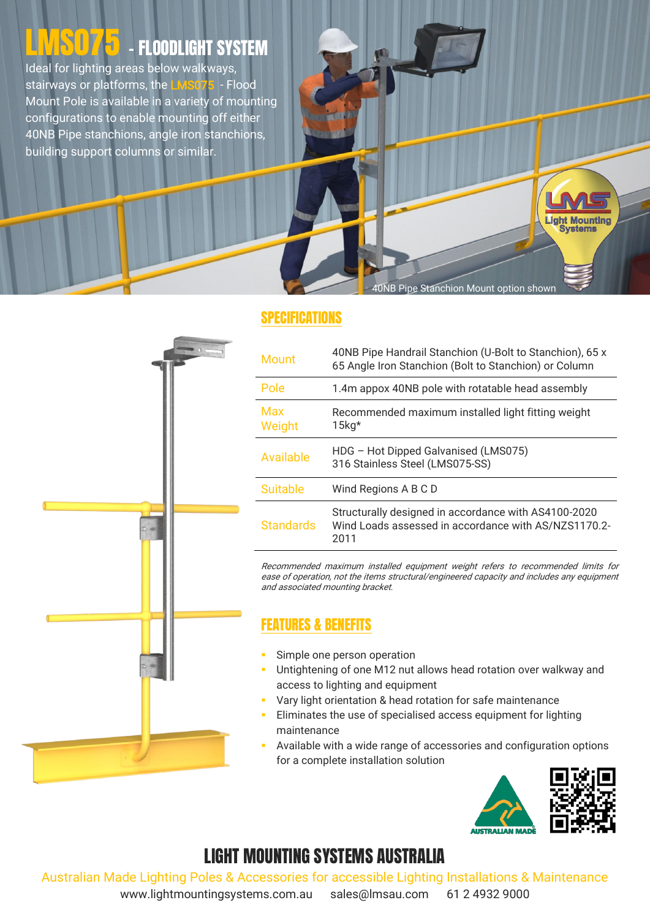# LMS075 - FLOODLIGHT SYSTEM

Ideal for lighting areas below walkways, stairways or platforms, the LMS075 - Flood Mount Pole is available in a variety of mounting configurations to enable mounting off either 40NB Pipe stanchions, angle iron stanchions, building support columns or similar.

40NB Pipe Stanchion Mount option shown

## SPECIFICATIONS

| | |
|---|---|
| Mount | 40NB Pipe Handrail Stanchion (U-Bolt to Stanchion), 65 x 65 Angle Iron Stanchion (Bolt to Stanchion) or Column |
| Pole | 1.4m appox 40NB pole with rotatable head assembly |
| Max Weight | Recommended maximum installed light fitting weight 15kg* |
| Available | HDG – Hot Dipped Galvanised (LMS075)<br>316 Stainless Steel (LMS075-SS) |
| Suitable | Wind Regions A B C D |
| Standards | Structurally designed in accordance with AS4100-2020<br>Wind Loads assessed in accordance with AS/NZS1170.2-2011 |

*Recommended maximum installed equipment weight refers to recommended limits for ease of operation, not the items structural/engineered capacity and includes any equipment and associated mounting bracket.*

## FEATURES & BENEFITS

- Simple one person operation
- Untightening of one M12 nut allows head rotation over walkway and access to lighting and equipment
- Vary light orientation & head rotation for safe maintenance
- Eliminates the use of specialised access equipment for lighting maintenance
- Available with a wide range of accessories and configuration options for a complete installation solution

AUSTRALIAN MADE

## LIGHT MOUNTING SYSTEMS AUSTRALIA

Australian Made Lighting Poles & Accessories for accessible Lighting Installations & Maintenance

www.lightmountingsystems.com.au sales@lmsau.com 61 2 4932 9000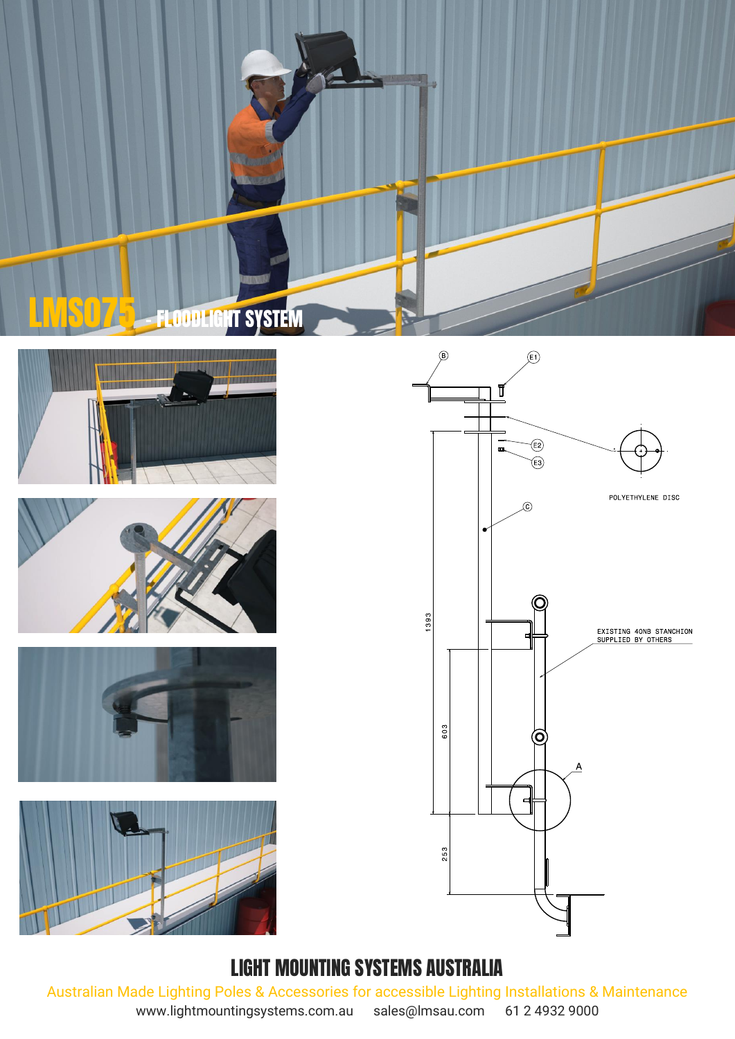# LMS075 - FLOODLIGHT SYSTEM

B

E1

E2

E3

C

POLYETHYLENE DISC

1393

EXISTING 40NB STANCHION SUPPLIED BY OTHERS

603

A

253

## LIGHT MOUNTING SYSTEMS AUSTRALIA

Australian Made Lighting Poles & Accessories for accessible Lighting Installations & Maintenance

www.lightmountingsystems.com.au sales@lmsau.com 61 2 4932 9000